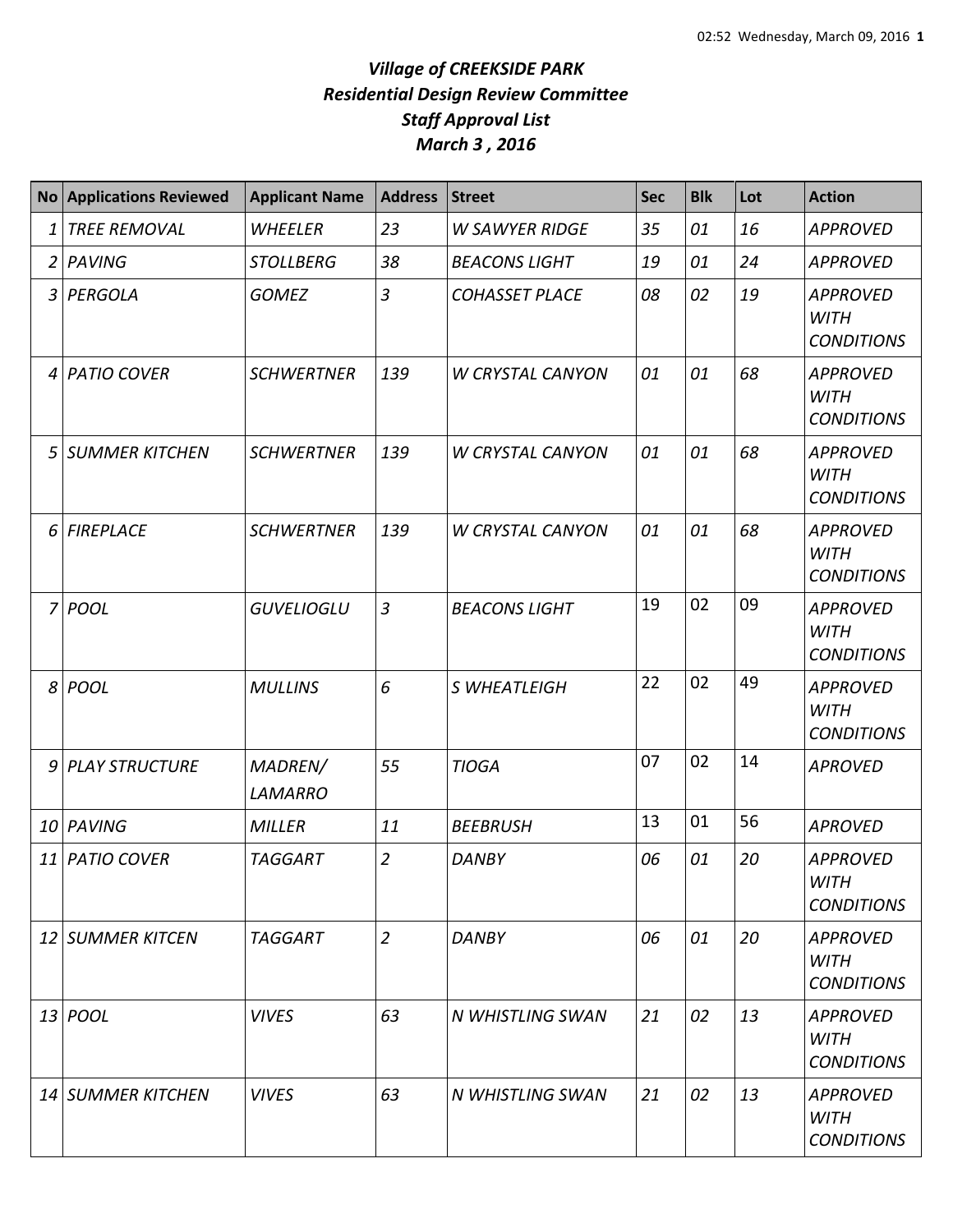# *Village of CREEKSIDE PARK*
## *Residential Design Review Committee*
## *Staff Approval List*
## *March 3 , 2016*

| No | Applications Reviewed | Applicant Name | Address | Street | Sec | Blk | Lot | Action |
|---|---|---|---|---|---|---|---|---|
| 1 | TREE REMOVAL | WHEELER | 23 | W SAWYER RIDGE | 35 | 01 | 16 | APPROVED |
| 2 | PAVING | STOLLBERG | 38 | BEACONS LIGHT | 19 | 01 | 24 | APPROVED |
| 3 | PERGOLA | GOMEZ | 3 | COHASSET PLACE | 08 | 02 | 19 | APPROVED WITH CONDITIONS |
| 4 | PATIO COVER | SCHWERTNER | 139 | W CRYSTAL CANYON | 01 | 01 | 68 | APPROVED WITH CONDITIONS |
| 5 | SUMMER KITCHEN | SCHWERTNER | 139 | W CRYSTAL CANYON | 01 | 01 | 68 | APPROVED WITH CONDITIONS |
| 6 | FIREPLACE | SCHWERTNER | 139 | W CRYSTAL CANYON | 01 | 01 | 68 | APPROVED WITH CONDITIONS |
| 7 | POOL | GUVELIOGLU | 3 | BEACONS LIGHT | 19 | 02 | 09 | APPROVED WITH CONDITIONS |
| 8 | POOL | MULLINS | 6 | S WHEATLEIGH | 22 | 02 | 49 | APPROVED WITH CONDITIONS |
| 9 | PLAY STRUCTURE | MADREN/ LAMARRO | 55 | TIOGA | 07 | 02 | 14 | APROVED |
| 10 | PAVING | MILLER | 11 | BEEBRUSH | 13 | 01 | 56 | APROVED |
| 11 | PATIO COVER | TAGGART | 2 | DANBY | 06 | 01 | 20 | APPROVED WITH CONDITIONS |
| 12 | SUMMER KITCEN | TAGGART | 2 | DANBY | 06 | 01 | 20 | APPROVED WITH CONDITIONS |
| 13 | POOL | VIVES | 63 | N WHISTLING SWAN | 21 | 02 | 13 | APPROVED WITH CONDITIONS |
| 14 | SUMMER KITCHEN | VIVES | 63 | N WHISTLING SWAN | 21 | 02 | 13 | APPROVED WITH CONDITIONS |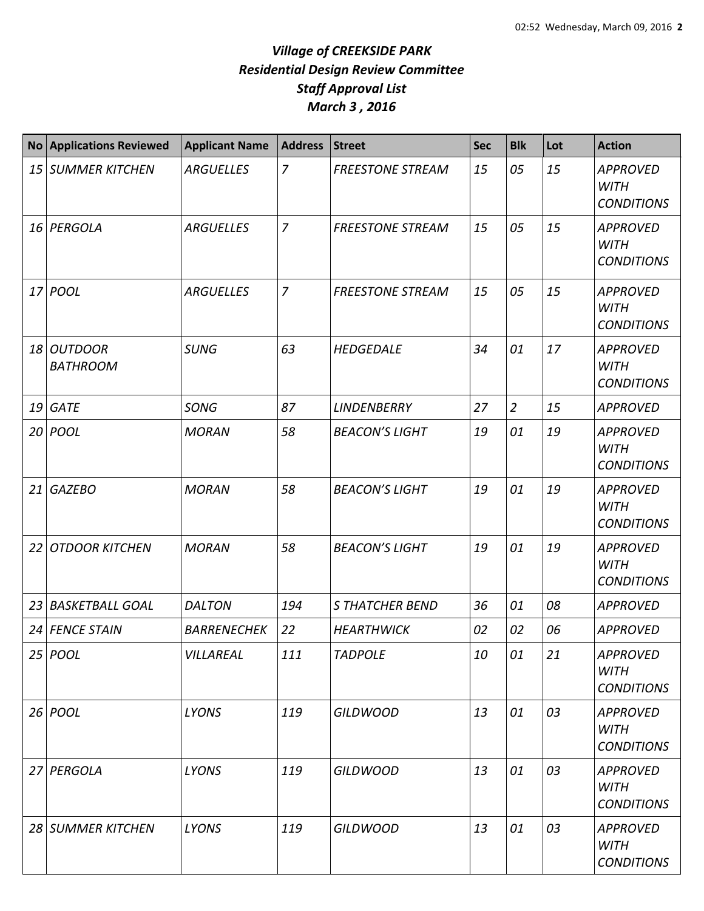# *Village of CREEKSIDE PARK*
## *Residential Design Review Committee*
## *Staff Approval List*
## *March 3 , 2016*

| No | Applications Reviewed | Applicant Name | Address | Street | Sec | Blk | Lot | Action |
|---|---|---|---|---|---|---|---|---|
| *15* | *SUMMER KITCHEN* | *ARGUELLES* | *7* | *FREESTONE STREAM* | *15* | *05* | *15* | *APPROVED WITH CONDITIONS* |
| *16* | *PERGOLA* | *ARGUELLES* | *7* | *FREESTONE STREAM* | *15* | *05* | *15* | *APPROVED WITH CONDITIONS* |
| *17* | *POOL* | *ARGUELLES* | *7* | *FREESTONE STREAM* | *15* | *05* | *15* | *APPROVED WITH CONDITIONS* |
| *18* | *OUTDOOR BATHROOM* | *SUNG* | *63* | *HEDGEDALE* | *34* | *01* | *17* | *APPROVED WITH CONDITIONS* |
| *19* | *GATE* | *SONG* | *87* | *LINDENBERRY* | *27* | *2* | *15* | *APPROVED* |
| *20* | *POOL* | *MORAN* | *58* | *BEACON'S LIGHT* | *19* | *01* | *19* | *APPROVED WITH CONDITIONS* |
| *21* | *GAZEBO* | *MORAN* | *58* | *BEACON'S LIGHT* | *19* | *01* | *19* | *APPROVED WITH CONDITIONS* |
| *22* | *OTDOOR KITCHEN* | *MORAN* | *58* | *BEACON'S LIGHT* | *19* | *01* | *19* | *APPROVED WITH CONDITIONS* |
| *23* | *BASKETBALL GOAL* | *DALTON* | *194* | *S THATCHER BEND* | *36* | *01* | *08* | *APPROVED* |
| *24* | *FENCE STAIN* | *BARRENECHEK* | *22* | *HEARTHWICK* | *02* | *02* | *06* | *APPROVED* |
| *25* | *POOL* | *VILLAREAL* | *111* | *TADPOLE* | *10* | *01* | *21* | *APPROVED WITH CONDITIONS* |
| *26* | *POOL* | *LYONS* | *119* | *GILDWOOD* | *13* | *01* | *03* | *APPROVED WITH CONDITIONS* |
| *27* | *PERGOLA* | *LYONS* | *119* | *GILDWOOD* | *13* | *01* | *03* | *APPROVED WITH CONDITIONS* |
| *28* | *SUMMER KITCHEN* | *LYONS* | *119* | *GILDWOOD* | *13* | *01* | *03* | *APPROVED WITH CONDITIONS* |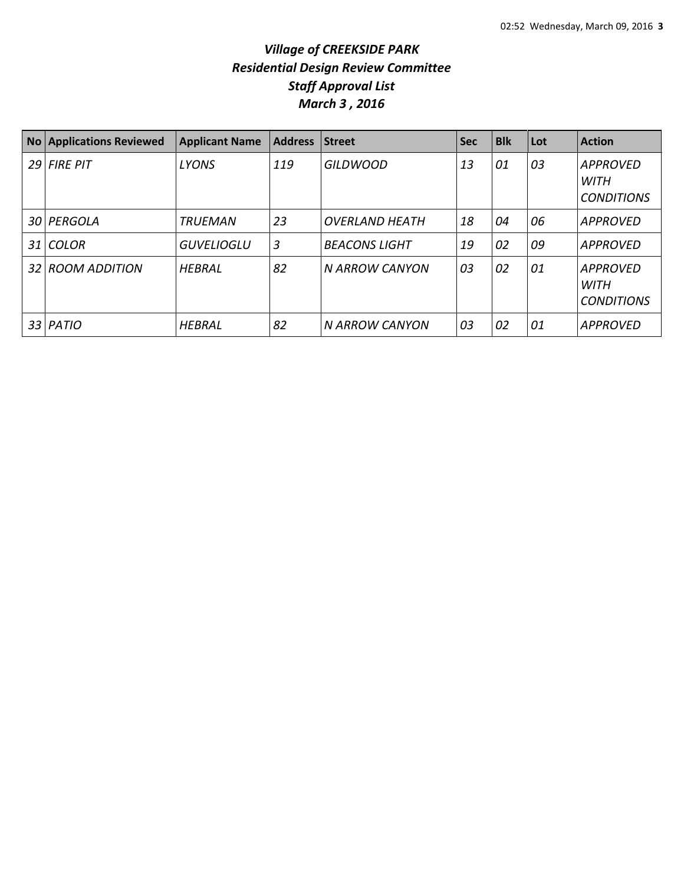# *Village of CREEKSIDE PARK*
## *Residential Design Review Committee*
## *Staff Approval List*
## *March 3 , 2016*

| No | Applications Reviewed | Applicant Name | Address | Street | Sec | Blk | Lot | Action |
|---|---|---|---|---|---|---|---|---|
| *29* | *FIRE PIT* | *LYONS* | *119* | *GILDWOOD* | *13* | *01* | *03* | *APPROVED WITH CONDITIONS* |
| *30* | *PERGOLA* | *TRUEMAN* | *23* | *OVERLAND HEATH* | *18* | *04* | *06* | *APPROVED* |
| *31* | *COLOR* | *GUVELIOGLU* | *3* | *BEACONS LIGHT* | *19* | *02* | *09* | *APPROVED* |
| *32* | *ROOM ADDITION* | *HEBRAL* | *82* | *N ARROW CANYON* | *03* | *02* | *01* | *APPROVED WITH CONDITIONS* |
| *33* | *PATIO* | *HEBRAL* | *82* | *N ARROW CANYON* | *03* | *02* | *01* | *APPROVED* |